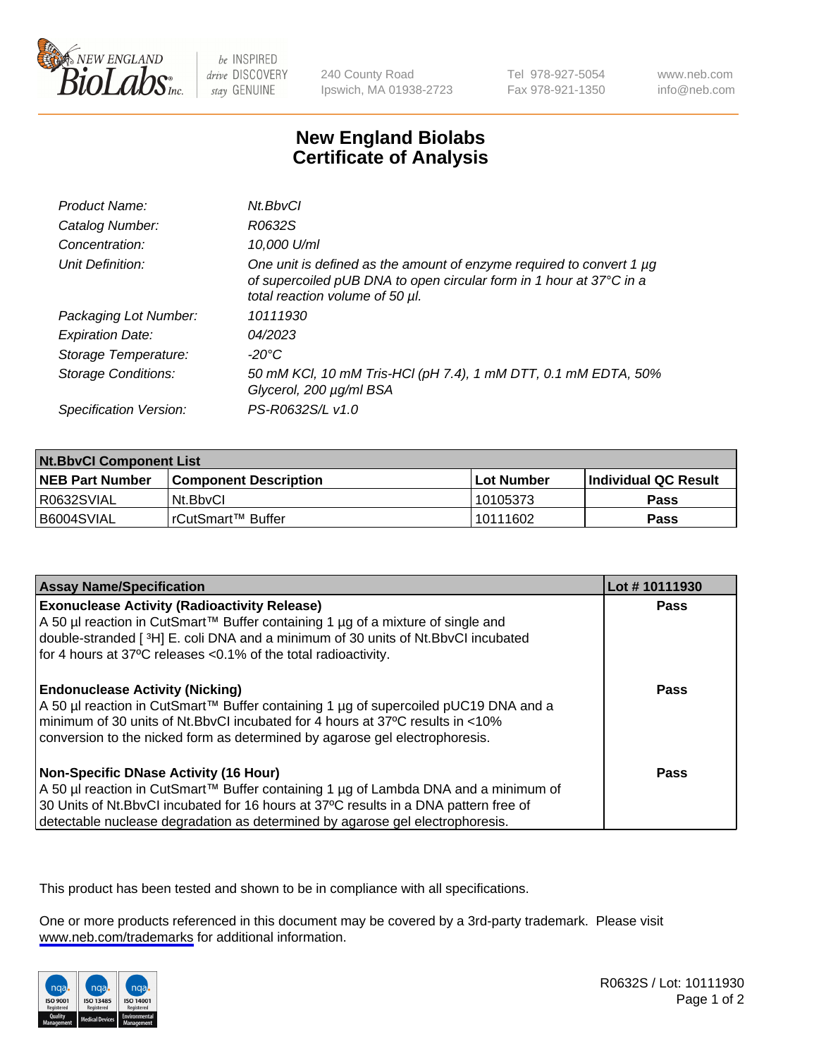# New England Biolabs Certificate of Analysis

| | |
|---|---|
| *Product Name:* | *Nt.BbvCI* |
| *Catalog Number:* | *R0632S* |
| *Concentration:* | *10,000 U/ml* |
| *Unit Definition:* | *One unit is defined as the amount of enzyme required to convert 1 µg of supercoiled pUB DNA to open circular form in 1 hour at 37°C in a total reaction volume of 50 µl.* |
| *Packaging Lot Number:* | *10111930* |
| *Expiration Date:* | *04/2023* |
| *Storage Temperature:* | *-20°C* |
| *Storage Conditions:* | *50 mM KCl, 10 mM Tris-HCl (pH 7.4), 1 mM DTT, 0.1 mM EDTA, 50% Glycerol, 200 µg/ml BSA* |
| *Specification Version:* | *PS-R0632S/L v1.0* |

**Nt.BbvCI Component List**

| NEB Part Number | Component Description | Lot Number | Individual QC Result |
|---|---|---|---|
| R0632SVIAL | Nt.BbvCI | 10105373 | Pass |
| B6004SVIAL | rCutSmart™ Buffer | 10111602 | Pass |

| Assay Name/Specification | Lot # 10111930 |
|---|---|
| **Exonuclease Activity (Radioactivity Release)**<br>A 50 µl reaction in CutSmart™ Buffer containing 1 µg of a mixture of single and double-stranded [ $^3$H] E. coli DNA and a minimum of 30 units of Nt.BbvCI incubated for 4 hours at 37ºC releases <0.1% of the total radioactivity. | Pass |
| **Endonuclease Activity (Nicking)**<br>A 50 µl reaction in CutSmart™ Buffer containing 1 µg of supercoiled pUC19 DNA and a minimum of 30 units of Nt.BbvCI incubated for 4 hours at 37ºC results in <10% conversion to the nicked form as determined by agarose gel electrophoresis. | Pass |
| **Non-Specific DNase Activity (16 Hour)**<br>A 50 µl reaction in CutSmart™ Buffer containing 1 µg of Lambda DNA and a minimum of 30 Units of Nt.BbvCI incubated for 16 hours at 37ºC results in a DNA pattern free of detectable nuclease degradation as determined by agarose gel electrophoresis. | Pass |

This product has been tested and shown to be in compliance with all specifications.

One or more products referenced in this document may be covered by a 3rd-party trademark. Please visit www.neb.com/trademarks for additional information.

R0632S / Lot: 10111930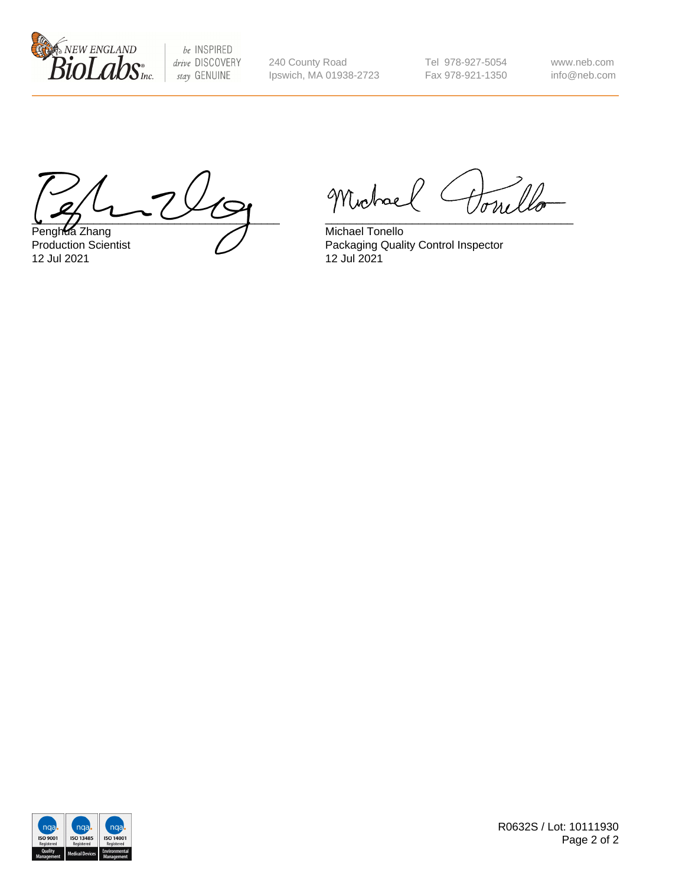Penghua Zhang
Production Scientist
12 Jul 2021

Michael Tonello
Packaging Quality Control Inspector
12 Jul 2021

R0632S / Lot: 10111930